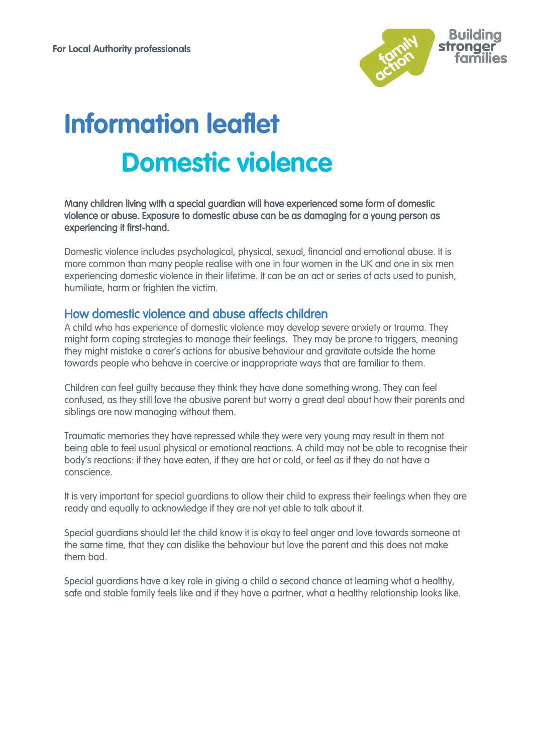For Local Authority professionals

# Information leaflet

## Domestic violence

**Many children living with a special guardian will have experienced some form of domestic violence or abuse. Exposure to domestic abuse can be as damaging for a young person as experiencing it first-hand.**

Domestic violence includes psychological, physical, sexual, financial and emotional abuse. It is more common than many people realise with one in four women in the UK and one in six men experiencing domestic violence in their lifetime. It can be an act or series of acts used to punish, humiliate, harm or frighten the victim.

### How domestic violence and abuse affects children

A child who has experience of domestic violence may develop severe anxiety or trauma. They might form coping strategies to manage their feelings. They may be prone to triggers, meaning they might mistake a carer's actions for abusive behaviour and gravitate outside the home towards people who behave in coercive or inappropriate ways that are familiar to them.

Children can feel guilty because they think they have done something wrong. They can feel confused, as they still love the abusive parent but worry a great deal about how their parents and siblings are now managing without them.

Traumatic memories they have repressed while they were very young may result in them not being able to feel usual physical or emotional reactions. A child may not be able to recognise their body's reactions: if they have eaten, if they are hot or cold, or feel as if they do not have a conscience.

It is very important for special guardians to allow their child to express their feelings when they are ready and equally to acknowledge if they are not yet able to talk about it.

Special guardians should let the child know it is okay to feel anger and love towards someone at the same time, that they can dislike the behaviour but love the parent and this does not make them bad.

Special guardians have a key role in giving a child a second chance at learning what a healthy, safe and stable family feels like and if they have a partner, what a healthy relationship looks like.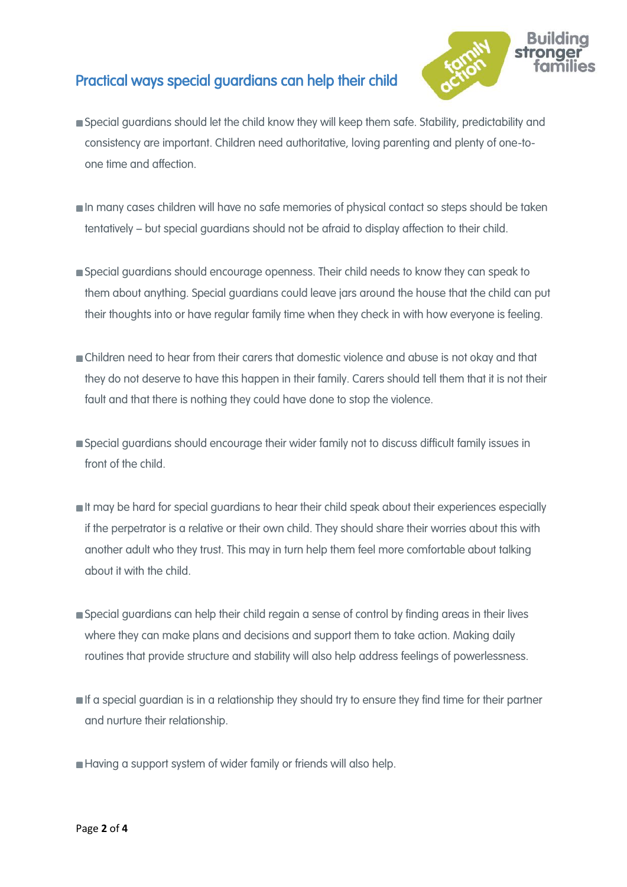## Practical ways special guardians can help their child

- Special guardians should let the child know they will keep them safe. Stability, predictability and consistency are important. Children need authoritative, loving parenting and plenty of one-to-one time and affection.

- In many cases children will have no safe memories of physical contact so steps should be taken tentatively – but special guardians should not be afraid to display affection to their child.

- Special guardians should encourage openness. Their child needs to know they can speak to them about anything. Special guardians could leave jars around the house that the child can put their thoughts into or have regular family time when they check in with how everyone is feeling.

- Children need to hear from their carers that domestic violence and abuse is not okay and that they do not deserve to have this happen in their family. Carers should tell them that it is not their fault and that there is nothing they could have done to stop the violence.

- Special guardians should encourage their wider family not to discuss difficult family issues in front of the child.

- It may be hard for special guardians to hear their child speak about their experiences especially if the perpetrator is a relative or their own child. They should share their worries about this with another adult who they trust. This may in turn help them feel more comfortable about talking about it with the child.

- Special guardians can help their child regain a sense of control by finding areas in their lives where they can make plans and decisions and support them to take action. Making daily routines that provide structure and stability will also help address feelings of powerlessness.

- If a special guardian is in a relationship they should try to ensure they find time for their partner and nurture their relationship.

- Having a support system of wider family or friends will also help.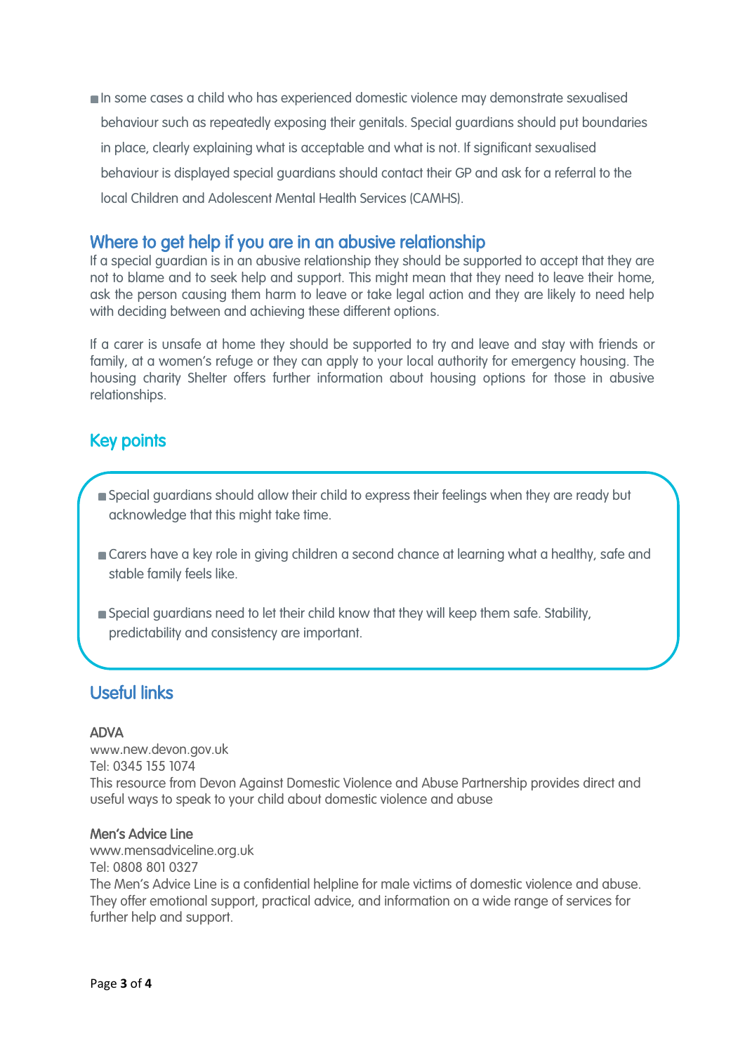- In some cases a child who has experienced domestic violence may demonstrate sexualised behaviour such as repeatedly exposing their genitals. Special guardians should put boundaries in place, clearly explaining what is acceptable and what is not. If significant sexualised behaviour is displayed special guardians should contact their GP and ask for a referral to the local Children and Adolescent Mental Health Services (CAMHS).

## Where to get help if you are in an abusive relationship

If a special guardian is in an abusive relationship they should be supported to accept that they are not to blame and to seek help and support. This might mean that they need to leave their home, ask the person causing them harm to leave or take legal action and they are likely to need help with deciding between and achieving these different options.

If a carer is unsafe at home they should be supported to try and leave and stay with friends or family, at a women's refuge or they can apply to your local authority for emergency housing. The housing charity Shelter offers further information about housing options for those in abusive relationships.

## Key points

- Special guardians should allow their child to express their feelings when they are ready but acknowledge that this might take time.
- Carers have a key role in giving children a second chance at learning what a healthy, safe and stable family feels like.
- Special guardians need to let their child know that they will keep them safe. Stability, predictability and consistency are important.

## Useful links

**ADVA**
www.new.devon.gov.uk
Tel: 0345 155 1074
This resource from Devon Against Domestic Violence and Abuse Partnership provides direct and useful ways to speak to your child about domestic violence and abuse

**Men's Advice Line**
www.mensadviceline.org.uk
Tel: 0808 801 0327
The Men's Advice Line is a confidential helpline for male victims of domestic violence and abuse. They offer emotional support, practical advice, and information on a wide range of services for further help and support.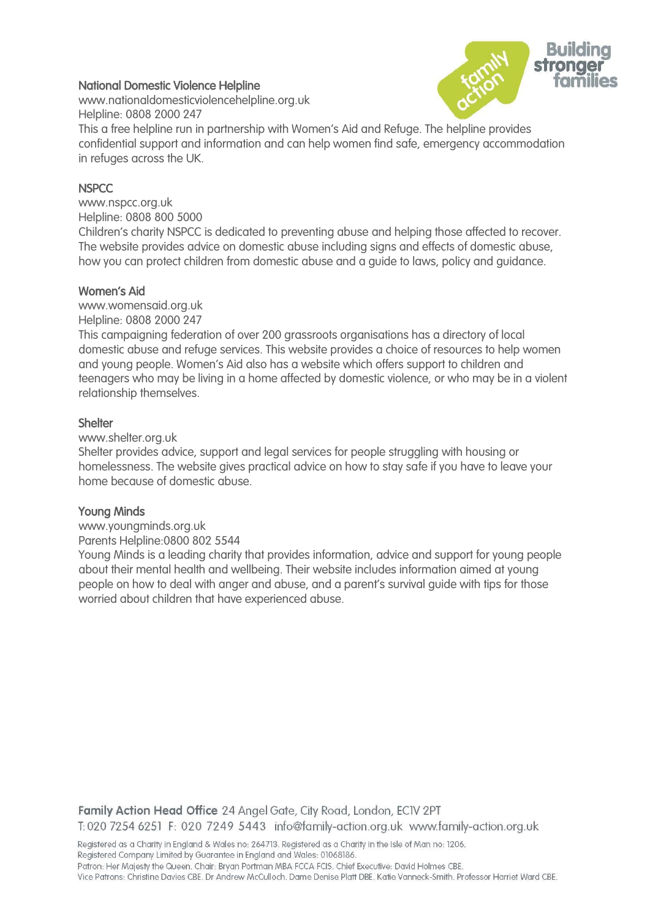### National Domestic Violence Helpline

www.nationaldomesticviolencehelpline.org.uk
Helpline: 0808 2000 247
This a free helpline run in partnership with Women's Aid and Refuge. The helpline provides confidential support and information and can help women find safe, emergency accommodation in refuges across the UK.

### NSPCC

www.nspcc.org.uk
Helpline: 0808 800 5000
Children's charity NSPCC is dedicated to preventing abuse and helping those affected to recover. The website provides advice on domestic abuse including signs and effects of domestic abuse, how you can protect children from domestic abuse and a guide to laws, policy and guidance.

### Women's Aid

www.womensaid.org.uk
Helpline: 0808 2000 247
This campaigning federation of over 200 grassroots organisations has a directory of local domestic abuse and refuge services. This website provides a choice of resources to help women and young people. Women's Aid also has a website which offers support to children and teenagers who may be living in a home affected by domestic violence, or who may be in a violent relationship themselves.

### Shelter

www.shelter.org.uk
Shelter provides advice, support and legal services for people struggling with housing or homelessness. The website gives practical advice on how to stay safe if you have to leave your home because of domestic abuse.

### Young Minds

www.youngminds.org.uk
Parents Helpline:0800 802 5544
Young Minds is a leading charity that provides information, advice and support for young people about their mental health and wellbeing. Their website includes information aimed at young people on how to deal with anger and abuse, and a parent's survival guide with tips for those worried about children that have experienced abuse.

**Family Action Head Office** 24 Angel Gate, City Road, London, EC1V 2PT
T: 020 7254 6251 F: 020 7249 5443 info@family-action.org.uk www.family-action.org.uk

Registered as a Charity in England & Wales no: 264713. Registered as a Charity in the Isle of Man no: 1206.
Registered Company Limited by Guarantee in England and Wales: 01068186.
Patron: Her Majesty the Queen. Chair: Bryan Portman MBA FCCA FCIS. Chief Executive: David Holmes CBE.
Vice Patrons: Christine Davies CBE. Dr Andrew McCulloch. Dame Denise Platt DBE. Katie Vanneck-Smith. Professor Harriet Ward CBE.